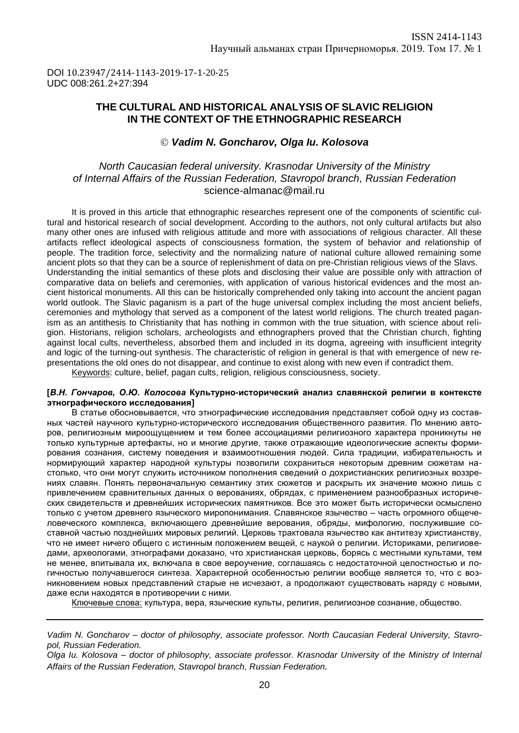DOI 10.23947/2414-1143-2019-17-1-20-25
UDC 008:261.2+27:394

# THE CULTURAL AND HISTORICAL ANALYSIS OF SLAVIC RELIGION IN THE CONTEXT OF THE ETHNOGRAPHIC RESEARCH

© ***Vadim N. Goncharov, Olga Iu. Kolosova***

*North Caucasian federal university. Krasnodar University of the Ministry of Internal Affairs of the Russian Federation, Stavropol branch, Russian Federation*
science-almanac@mail.ru

It is proved in this article that ethnographic researches represent one of the components of scientific cultural and historical research of social development. According to the authors, not only cultural artifacts but also many other ones are infused with religious attitude and more with associations of religious character. All these artifacts reflect ideological aspects of consciousness formation, the system of behavior and relationship of people. The tradition force, selectivity and the normalizing nature of national culture allowed remaining some ancient plots so that they can be a source of replenishment of data on pre-Christian religious views of the Slavs. Understanding the initial semantics of these plots and disclosing their value are possible only with attraction of comparative data on beliefs and ceremonies, with application of various historical evidences and the most ancient historical monuments. All this can be historically comprehended only taking into account the ancient pagan world outlook. The Slavic paganism is a part of the huge universal complex including the most ancient beliefs, ceremonies and mythology that served as a component of the latest world religions. The church treated paganism as an antithesis to Christianity that has nothing in common with the true situation, with science about religion. Historians, religion scholars, archeologists and ethnographers proved that the Christian church, fighting against local cults, nevertheless, absorbed them and included in its dogma, agreeing with insufficient integrity and logic of the turning-out synthesis. The characteristic of religion in general is that with emergence of new representations the old ones do not disappear, and continue to exist along with new even if contradict them.

Keywords: culture, belief, pagan cults, religion, religious consciousness, society.

**[*В.Н. Гончаров, О.Ю. Колосова* Культурно-исторический анализ славянской религии в контексте этнографического исследования]**

В статье обосновывается, что этнографические исследования представляет собой одну из составных частей научного культурно-исторического исследования общественного развития. По мнению авторов, религиозным мироощущением и тем более ассоциациями религиозного характера проникнуты не только культурные артефакты, но и многие другие, также отражающие идеологические аспекты формирования сознания, систему поведения и взаимоотношения людей. Сила традиции, избирательность и нормирующий характер народной культуры позволили сохраниться некоторым древним сюжетам настолько, что они могут служить источником пополнения сведений о дохристианских религиозных воззрениях славян. Понять первоначальную семантику этих сюжетов и раскрыть их значение можно лишь с привлечением сравнительных данных о верованиях, обрядах, с применением разнообразных исторических свидетельств и древнейших исторических памятников. Все это может быть исторически осмыслено только с учетом древнего языческого миропонимания. Славянское язычество – часть огромного общечеловеческого комплекса, включающего древнейшие верования, обряды, мифологию, послужившие составной частью позднейших мировых религий. Церковь трактовала язычество как антитезу христианству, что не имеет ничего общего с истинным положением вещей, с наукой о религии. Историками, религиоведами, археологами, этнографами доказано, что христианская церковь, борясь с местными культами, тем не менее, впитывала их, включала в свое вероучение, соглашаясь с недостаточной целостностью и логичностью получавшегося синтеза. Характерной особенностью религии вообще является то, что с возникновением новых представлений старые не исчезают, а продолжают существовать наряду с новыми, даже если находятся в противоречии с ними.

Ключевые слова: культура, вера, языческие культы, религия, религиозное сознание, общество.

---

*Vadim N. Goncharov – doctor of philosophy, associate professor. North Caucasian Federal University, Stavropol, Russian Federation.*

*Olga Iu. Kolosova – doctor of philosophy, associate professor. Krasnodar University of the Ministry of Internal Affairs of the Russian Federation, Stavropol branch, Russian Federation.*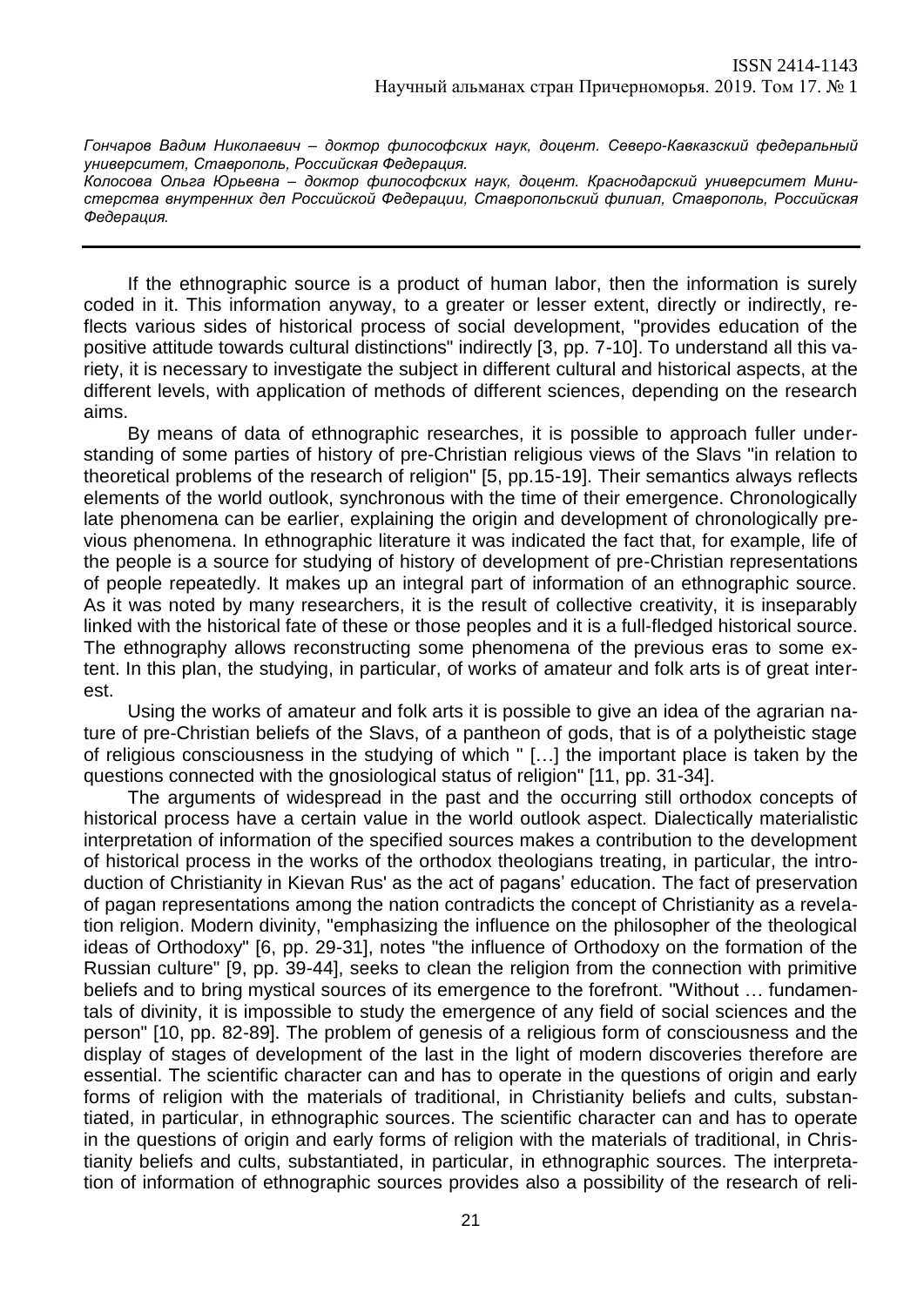*Гончаров Вадим Николаевич – доктор философских наук, доцент. Северо-Кавказский федеральный университет, Ставрополь, Российская Федерация.*

*Колосова Ольга Юрьевна – доктор философских наук, доцент. Краснодарский университет Министерства внутренних дел Российской Федерации, Ставропольский филиал, Ставрополь, Российская Федерация.*

---

If the ethnographic source is a product of human labor, then the information is surely coded in it. This information anyway, to a greater or lesser extent, directly or indirectly, reflects various sides of historical process of social development, "provides education of the positive attitude towards cultural distinctions" indirectly [3, pp. 7-10]. To understand all this variety, it is necessary to investigate the subject in different cultural and historical aspects, at the different levels, with application of methods of different sciences, depending on the research aims.

By means of data of ethnographic researches, it is possible to approach fuller understanding of some parties of history of pre-Christian religious views of the Slavs "in relation to theoretical problems of the research of religion" [5, pp.15-19]. Their semantics always reflects elements of the world outlook, synchronous with the time of their emergence. Chronologically late phenomena can be earlier, explaining the origin and development of chronologically previous phenomena. In ethnographic literature it was indicated the fact that, for example, life of the people is a source for studying of history of development of pre-Christian representations of people repeatedly. It makes up an integral part of information of an ethnographic source. As it was noted by many researchers, it is the result of collective creativity, it is inseparably linked with the historical fate of these or those peoples and it is a full-fledged historical source. The ethnography allows reconstructing some phenomena of the previous eras to some extent. In this plan, the studying, in particular, of works of amateur and folk arts is of great interest.

Using the works of amateur and folk arts it is possible to give an idea of the agrarian nature of pre-Christian beliefs of the Slavs, of a pantheon of gods, that is of a polytheistic stage of religious consciousness in the studying of which " […] the important place is taken by the questions connected with the gnosiological status of religion" [11, pp. 31-34].

The arguments of widespread in the past and the occurring still orthodox concepts of historical process have a certain value in the world outlook aspect. Dialectically materialistic interpretation of information of the specified sources makes a contribution to the development of historical process in the works of the orthodox theologians treating, in particular, the introduction of Christianity in Kievan Rus' as the act of pagans' education. The fact of preservation of pagan representations among the nation contradicts the concept of Christianity as a revelation religion. Modern divinity, "emphasizing the influence on the philosopher of the theological ideas of Orthodoxy" [6, pp. 29-31], notes "the influence of Orthodoxy on the formation of the Russian culture" [9, pp. 39-44], seeks to clean the religion from the connection with primitive beliefs and to bring mystical sources of its emergence to the forefront. "Without … fundamentals of divinity, it is impossible to study the emergence of any field of social sciences and the person" [10, pp. 82-89]. The problem of genesis of a religious form of consciousness and the display of stages of development of the last in the light of modern discoveries therefore are essential. The scientific character can and has to operate in the questions of origin and early forms of religion with the materials of traditional, in Christianity beliefs and cults, substantiated, in particular, in ethnographic sources. The scientific character can and has to operate in the questions of origin and early forms of religion with the materials of traditional, in Christianity beliefs and cults, substantiated, in particular, in ethnographic sources. The interpretation of information of ethnographic sources provides also a possibility of the research of reli-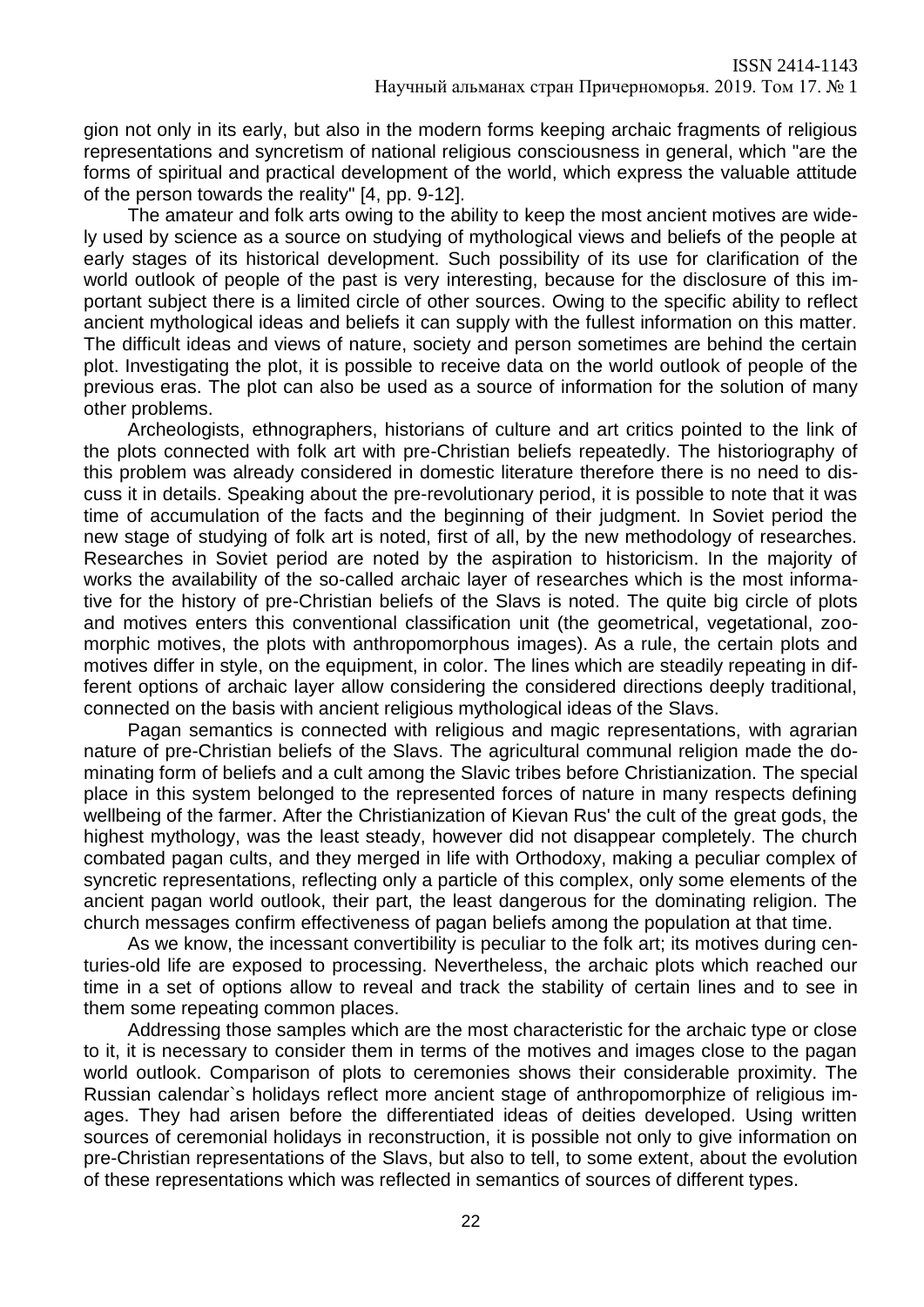gion not only in its early, but also in the modern forms keeping archaic fragments of religious representations and syncretism of national religious consciousness in general, which "are the forms of spiritual and practical development of the world, which express the valuable attitude of the person towards the reality" [4, pp. 9-12].

The amateur and folk arts owing to the ability to keep the most ancient motives are widely used by science as a source on studying of mythological views and beliefs of the people at early stages of its historical development. Such possibility of its use for clarification of the world outlook of people of the past is very interesting, because for the disclosure of this important subject there is a limited circle of other sources. Owing to the specific ability to reflect ancient mythological ideas and beliefs it can supply with the fullest information on this matter. The difficult ideas and views of nature, society and person sometimes are behind the certain plot. Investigating the plot, it is possible to receive data on the world outlook of people of the previous eras. The plot can also be used as a source of information for the solution of many other problems.

Archeologists, ethnographers, historians of culture and art critics pointed to the link of the plots connected with folk art with pre-Christian beliefs repeatedly. The historiography of this problem was already considered in domestic literature therefore there is no need to discuss it in details. Speaking about the pre-revolutionary period, it is possible to note that it was time of accumulation of the facts and the beginning of their judgment. In Soviet period the new stage of studying of folk art is noted, first of all, by the new methodology of researches. Researches in Soviet period are noted by the aspiration to historicism. In the majority of works the availability of the so-called archaic layer of researches which is the most informative for the history of pre-Christian beliefs of the Slavs is noted. The quite big circle of plots and motives enters this conventional classification unit (the geometrical, vegetational, zoomorphic motives, the plots with anthropomorphous images). As a rule, the certain plots and motives differ in style, on the equipment, in color. The lines which are steadily repeating in different options of archaic layer allow considering the considered directions deeply traditional, connected on the basis with ancient religious mythological ideas of the Slavs.

Pagan semantics is connected with religious and magic representations, with agrarian nature of pre-Christian beliefs of the Slavs. The agricultural communal religion made the dominating form of beliefs and a cult among the Slavic tribes before Christianization. The special place in this system belonged to the represented forces of nature in many respects defining wellbeing of the farmer. After the Christianization of Kievan Rus' the cult of the great gods, the highest mythology, was the least steady, however did not disappear completely. The church combated pagan cults, and they merged in life with Orthodoxy, making a peculiar complex of syncretic representations, reflecting only a particle of this complex, only some elements of the ancient pagan world outlook, their part, the least dangerous for the dominating religion. The church messages confirm effectiveness of pagan beliefs among the population at that time.

As we know, the incessant convertibility is peculiar to the folk art; its motives during centuries-old life are exposed to processing. Nevertheless, the archaic plots which reached our time in a set of options allow to reveal and track the stability of certain lines and to see in them some repeating common places.

Addressing those samples which are the most characteristic for the archaic type or close to it, it is necessary to consider them in terms of the motives and images close to the pagan world outlook. Comparison of plots to ceremonies shows their considerable proximity. The Russian calendar`s holidays reflect more ancient stage of anthropomorphize of religious images. They had arisen before the differentiated ideas of deities developed. Using written sources of ceremonial holidays in reconstruction, it is possible not only to give information on pre-Christian representations of the Slavs, but also to tell, to some extent, about the evolution of these representations which was reflected in semantics of sources of different types.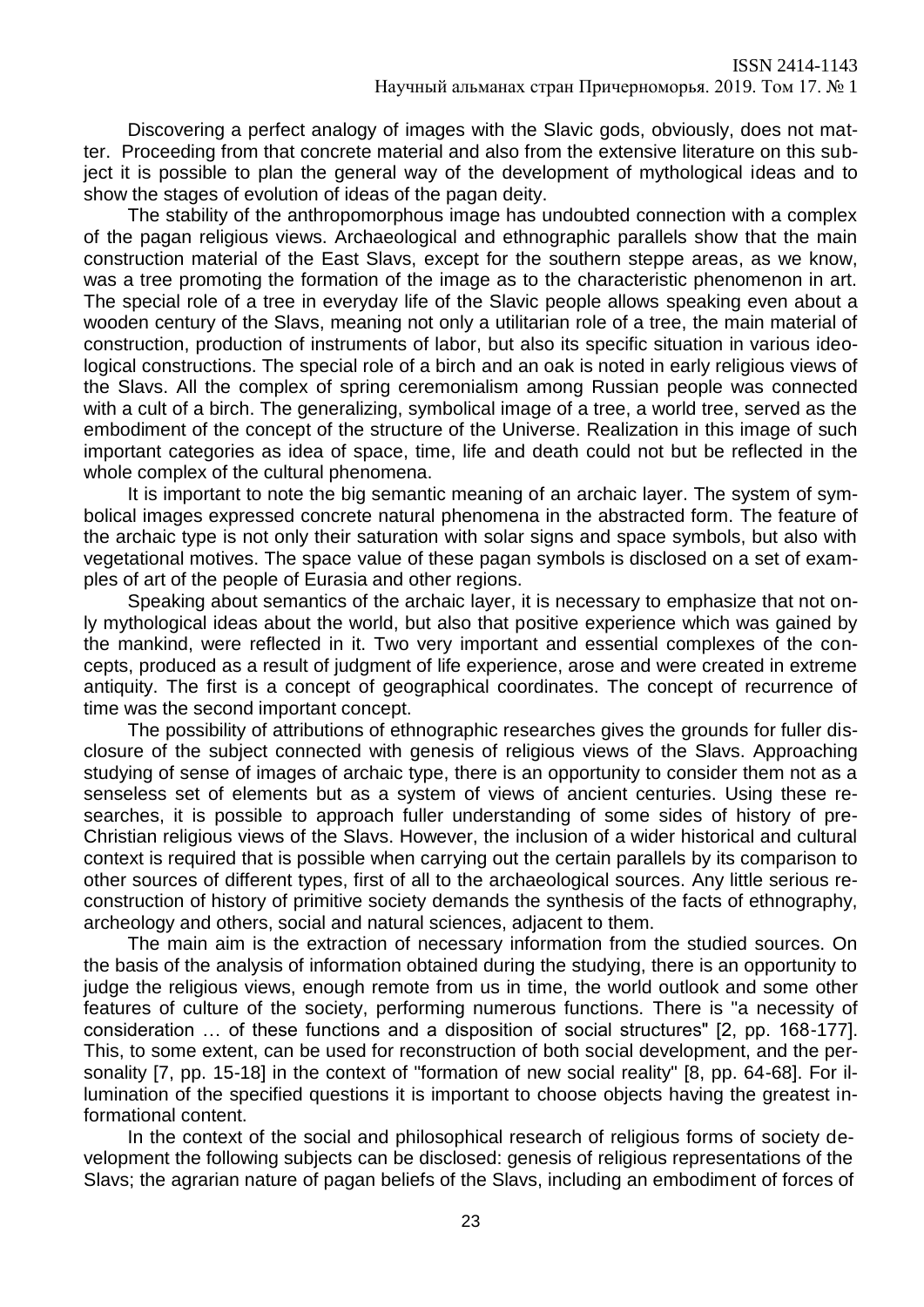Discovering a perfect analogy of images with the Slavic gods, obviously, does not matter. Proceeding from that concrete material and also from the extensive literature on this subject it is possible to plan the general way of the development of mythological ideas and to show the stages of evolution of ideas of the pagan deity.

The stability of the anthropomorphous image has undoubted connection with a complex of the pagan religious views. Archaeological and ethnographic parallels show that the main construction material of the East Slavs, except for the southern steppe areas, as we know, was a tree promoting the formation of the image as to the characteristic phenomenon in art. The special role of a tree in everyday life of the Slavic people allows speaking even about a wooden century of the Slavs, meaning not only a utilitarian role of a tree, the main material of construction, production of instruments of labor, but also its specific situation in various ideological constructions. The special role of a birch and an oak is noted in early religious views of the Slavs. All the complex of spring ceremonialism among Russian people was connected with a cult of a birch. The generalizing, symbolical image of a tree, a world tree, served as the embodiment of the concept of the structure of the Universe. Realization in this image of such important categories as idea of space, time, life and death could not but be reflected in the whole complex of the cultural phenomena.

It is important to note the big semantic meaning of an archaic layer. The system of symbolical images expressed concrete natural phenomena in the abstracted form. The feature of the archaic type is not only their saturation with solar signs and space symbols, but also with vegetational motives. The space value of these pagan symbols is disclosed on a set of examples of art of the people of Eurasia and other regions.

Speaking about semantics of the archaic layer, it is necessary to emphasize that not only mythological ideas about the world, but also that positive experience which was gained by the mankind, were reflected in it. Two very important and essential complexes of the concepts, produced as a result of judgment of life experience, arose and were created in extreme antiquity. The first is a concept of geographical coordinates. The concept of recurrence of time was the second important concept.

The possibility of attributions of ethnographic researches gives the grounds for fuller disclosure of the subject connected with genesis of religious views of the Slavs. Approaching studying of sense of images of archaic type, there is an opportunity to consider them not as a senseless set of elements but as a system of views of ancient centuries. Using these researches, it is possible to approach fuller understanding of some sides of history of pre-Christian religious views of the Slavs. However, the inclusion of a wider historical and cultural context is required that is possible when carrying out the certain parallels by its comparison to other sources of different types, first of all to the archaeological sources. Any little serious reconstruction of history of primitive society demands the synthesis of the facts of ethnography, archeology and others, social and natural sciences, adjacent to them.

The main aim is the extraction of necessary information from the studied sources. On the basis of the analysis of information obtained during the studying, there is an opportunity to judge the religious views, enough remote from us in time, the world outlook and some other features of culture of the society, performing numerous functions. There is "a necessity of consideration … of these functions and a disposition of social structures" [2, pp. 168-177]. This, to some extent, can be used for reconstruction of both social development, and the personality [7, pp. 15-18] in the context of "formation of new social reality" [8, pp. 64-68]. For illumination of the specified questions it is important to choose objects having the greatest informational content.

In the context of the social and philosophical research of religious forms of society development the following subjects can be disclosed: genesis of religious representations of the Slavs; the agrarian nature of pagan beliefs of the Slavs, including an embodiment of forces of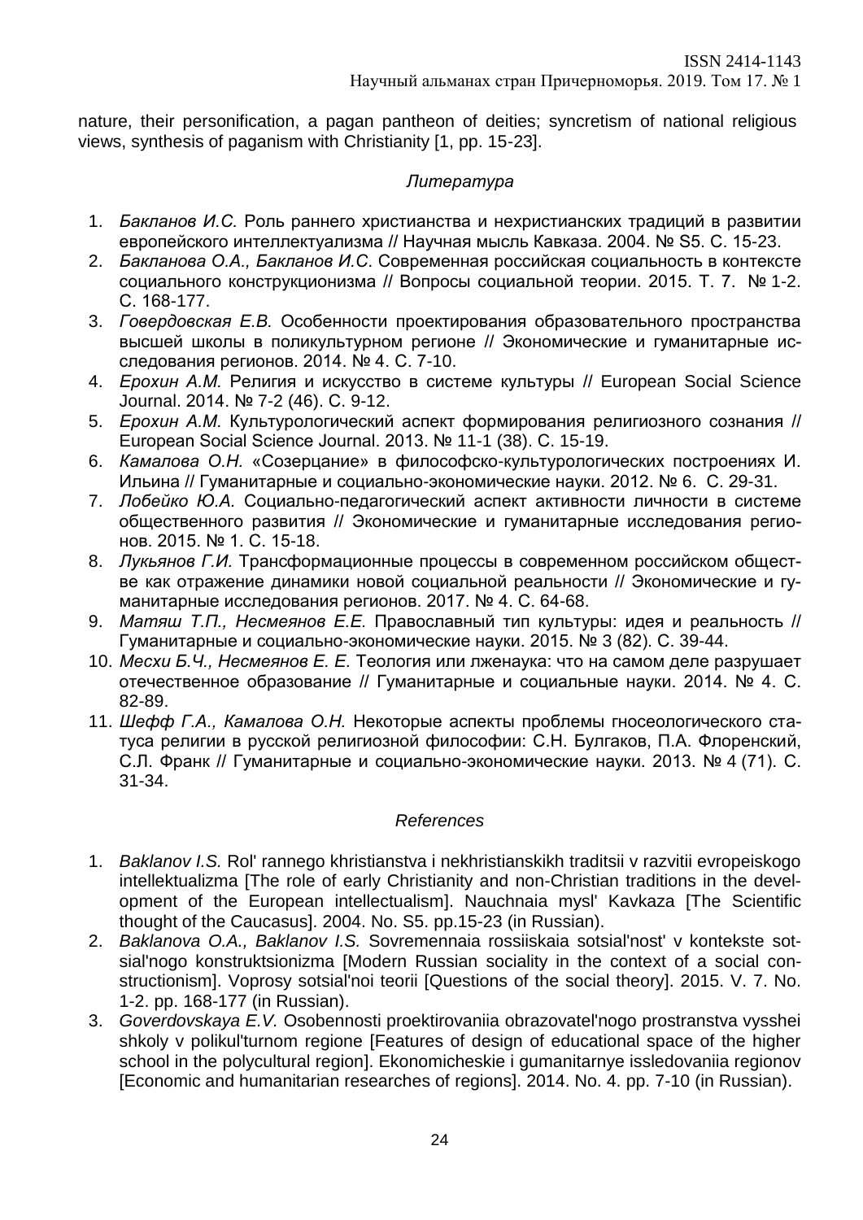nature, their personification, a pagan pantheon of deities; syncretism of national religious views, synthesis of paganism with Christianity [1, pp. 15-23].

*Литература*

1. *Бакланов И.С.* Роль раннего христианства и нехристианских традиций в развитии европейского интеллектуализма // Научная мысль Кавказа. 2004. № S5. С. 15-23.
2. *Бакланова О.А., Бакланов И.С.* Современная российская социальность в контексте социального конструкционизма // Вопросы социальной теории. 2015. Т. 7. № 1-2. С. 168-177.
3. *Говердовская Е.В.* Особенности проектирования образовательного пространства высшей школы в поликультурном регионе // Экономические и гуманитарные исследования регионов. 2014. № 4. С. 7-10.
4. *Ерохин А.М.* Религия и искусство в системе культуры // European Social Science Journal. 2014. № 7-2 (46). С. 9-12.
5. *Ерохин А.М.* Культурологический аспект формирования религиозного сознания // European Social Science Journal. 2013. № 11-1 (38). С. 15-19.
6. *Камалова О.Н.* «Созерцание» в философско-культурологических построениях И. Ильина // Гуманитарные и социально-экономические науки. 2012. № 6. С. 29-31.
7. *Лобейко Ю.А.* Социально-педагогический аспект активности личности в системе общественного развития // Экономические и гуманитарные исследования регионов. 2015. № 1. С. 15-18.
8. *Лукьянов Г.И.* Трансформационные процессы в современном российском обществе как отражение динамики новой социальной реальности // Экономические и гуманитарные исследования регионов. 2017. № 4. С. 64-68.
9. *Матяш Т.П., Несмеянов Е.Е.* Православный тип культуры: идея и реальность // Гуманитарные и социально-экономические науки. 2015. № 3 (82). С. 39-44.
10. *Месхи Б.Ч., Несмеянов Е. Е.* Теология или лженаука: что на самом деле разрушает отечественное образование // Гуманитарные и социальные науки. 2014. № 4. С. 82-89.
11. *Шефф Г.А., Камалова О.Н.* Некоторые аспекты проблемы гносеологического статуса религии в русской религиозной философии: С.Н. Булгаков, П.А. Флоренский, С.Л. Франк // Гуманитарные и социально-экономические науки. 2013. № 4 (71). С. 31-34.

*References*

1. *Baklanov I.S.* Rol' rannego khristianstva i nekhristianskikh traditsii v razvitii evropeiskogo intellektualizma [The role of early Christianity and non-Christian traditions in the development of the European intellectualism]. Nauchnaia mysl' Kavkaza [The Scientific thought of the Caucasus]. 2004. No. S5. pp.15-23 (in Russian).
2. *Baklanova O.A., Baklanov I.S.* Sovremennaia rossiiskaia sotsial'nost' v kontekste sotsial'nogo konstruktsionizma [Modern Russian sociality in the context of a social constructionism]. Voprosy sotsial'noi teorii [Questions of the social theory]. 2015. V. 7. No. 1-2. pp. 168-177 (in Russian).
3. *Goverdovskaya E.V.* Osobennosti proektirovaniia obrazovatel'nogo prostranstva vysshei shkoly v polikul'turnom regione [Features of design of educational space of the higher school in the polycultural region]. Ekonomicheskie i gumanitarnye issledovaniia regionov [Economic and humanitarian researches of regions]. 2014. No. 4. pp. 7-10 (in Russian).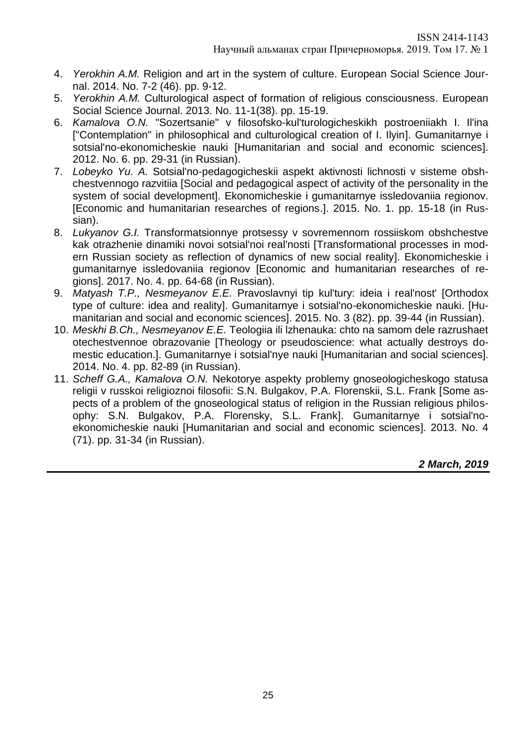4. *Yerokhin A.M.* Religion and art in the system of culture. European Social Science Journal. 2014. No. 7-2 (46). pp. 9-12.
5. *Yerokhin A.M.* Culturological aspect of formation of religious consciousness. European Social Science Journal. 2013. No. 11-1(38). pp. 15-19.
6. *Kamalova O.N.* "Sozertsanie" v filosofsko-kul'turologicheskikh postroeniiakh I. Il'ina ["Contemplation" in philosophical and culturological creation of I. Ilyin]. Gumanitarnye i sotsial'no-ekonomicheskie nauki [Humanitarian and social and economic sciences]. 2012. No. 6. pp. 29-31 (in Russian).
7. *Lobeyko Yu. A.* Sotsial'no-pedagogicheskii aspekt aktivnosti lichnosti v sisteme obshchestvennogo razvitiia [Social and pedagogical aspect of activity of the personality in the system of social development]. Ekonomicheskie i gumanitarnye issledovaniia regionov. [Economic and humanitarian researches of regions.]. 2015. No. 1. pp. 15-18 (in Russian).
8. *Lukyanov G.I.* Transformatsionnye protsessy v sovremennom rossiiskom obshchestve kak otrazhenie dinamiki novoi sotsial'noi real'nosti [Transformational processes in modern Russian society as reflection of dynamics of new social reality]. Ekonomicheskie i gumanitarnye issledovaniia regionov [Economic and humanitarian researches of regions]. 2017. No. 4. pp. 64-68 (in Russian).
9. *Matyash T.P., Nesmeyanov E.E.* Pravoslavnyi tip kul'tury: ideia i real'nost' [Orthodox type of culture: idea and reality]. Gumanitarnye i sotsial'no-ekonomicheskie nauki. [Humanitarian and social and economic sciences]. 2015. No. 3 (82). pp. 39-44 (in Russian).
10. *Meskhi B.Ch., Nesmeyanov E.E.* Teologiia ili lzhenauka: chto na samom dele razrushaet otechestvennoe obrazovanie [Theology or pseudoscience: what actually destroys domestic education.]. Gumanitarnye i sotsial'nye nauki [Humanitarian and social sciences]. 2014. No. 4. pp. 82-89 (in Russian).
11. *Scheff G.A., Kamalova O.N.* Nekotorye aspekty problemy gnoseologicheskogo statusa religii v russkoi religioznoi filosofii: S.N. Bulgakov, P.A. Florenskii, S.L. Frank [Some aspects of a problem of the gnoseological status of religion in the Russian religious philosophy: S.N. Bulgakov, P.A. Florensky, S.L. Frank]. Gumanitarnye i sotsial'no-ekonomicheskie nauki [Humanitarian and social and economic sciences]. 2013. No. 4 (71). pp. 31-34 (in Russian).

***2 March, 2019***